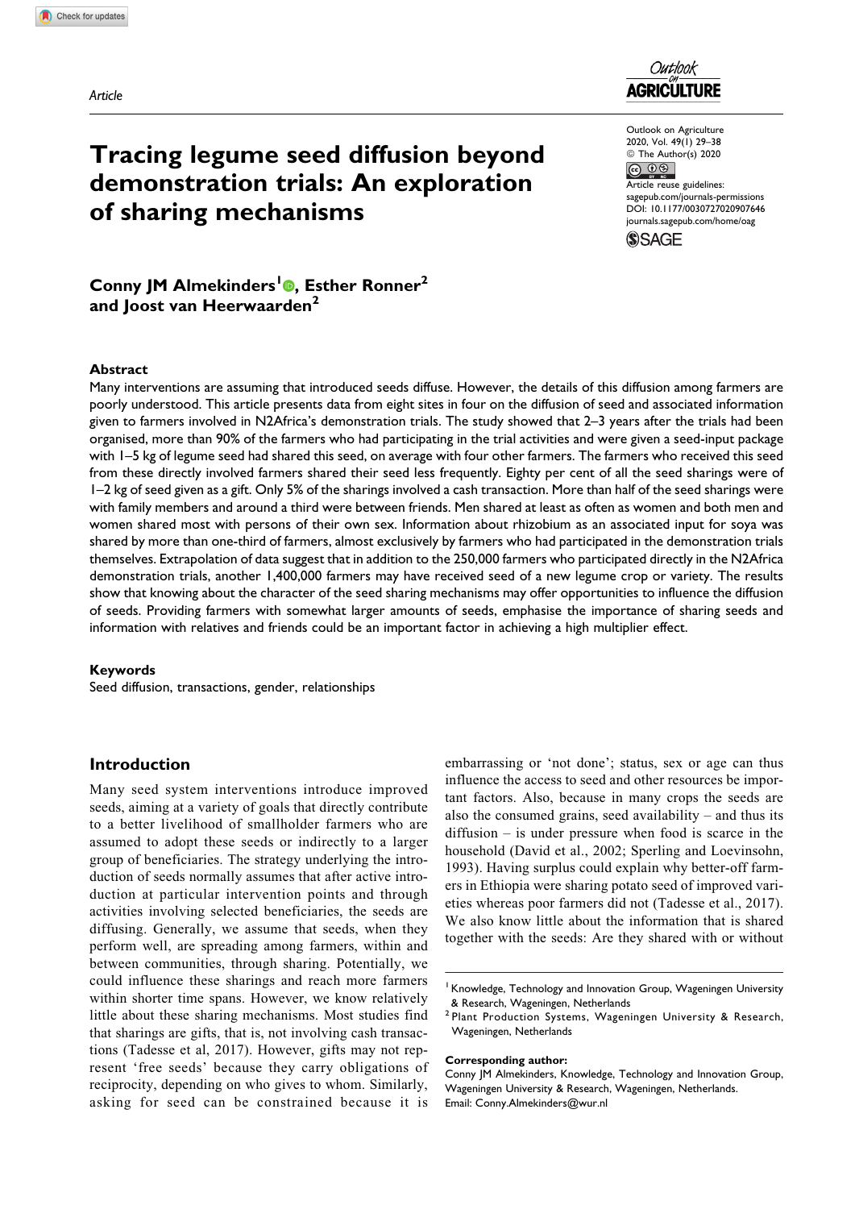*Article*

# Tracing legume seed diffusion beyond demonstration trials: An exploration of sharing mechanisms

**Conny JM Almekinders[1], Esther Ronner[2] and Joost van Heerwaarden[2]**

## Abstract

Many interventions are assuming that introduced seeds diffuse. However, the details of this diffusion among farmers are poorly understood. This article presents data from eight sites in four on the diffusion of seed and associated information given to farmers involved in N2Africa's demonstration trials. The study showed that 2–3 years after the trials had been organised, more than 90% of the farmers who had participating in the trial activities and were given a seed-input package with 1–5 kg of legume seed had shared this seed, on average with four other farmers. The farmers who received this seed from these directly involved farmers shared their seed less frequently. Eighty per cent of all the seed sharings were of 1–2 kg of seed given as a gift. Only 5% of the sharings involved a cash transaction. More than half of the seed sharings were with family members and around a third were between friends. Men shared at least as often as women and both men and women shared most with persons of their own sex. Information about rhizobium as an associated input for soya was shared by more than one-third of farmers, almost exclusively by farmers who had participated in the demonstration trials themselves. Extrapolation of data suggest that in addition to the 250,000 farmers who participated directly in the N2Africa demonstration trials, another 1,400,000 farmers may have received seed of a new legume crop or variety. The results show that knowing about the character of the seed sharing mechanisms may offer opportunities to influence the diffusion of seeds. Providing farmers with somewhat larger amounts of seeds, emphasise the importance of sharing seeds and information with relatives and friends could be an important factor in achieving a high multiplier effect.

## Keywords

Seed diffusion, transactions, gender, relationships

## Introduction

Many seed system interventions introduce improved seeds, aiming at a variety of goals that directly contribute to a better livelihood of smallholder farmers who are assumed to adopt these seeds or indirectly to a larger group of beneficiaries. The strategy underlying the introduction of seeds normally assumes that after active introduction at particular intervention points and through activities involving selected beneficiaries, the seeds are diffusing. Generally, we assume that seeds, when they perform well, are spreading among farmers, within and between communities, through sharing. Potentially, we could influence these sharings and reach more farmers within shorter time spans. However, we know relatively little about these sharing mechanisms. Most studies find that sharings are gifts, that is, not involving cash transactions (Tadesse et al, 2017). However, gifts may not represent 'free seeds' because they carry obligations of reciprocity, depending on who gives to whom. Similarly, asking for seed can be constrained because it is embarrassing or 'not done'; status, sex or age can thus influence the access to seed and other resources be important factors. Also, because in many crops the seeds are also the consumed grains, seed availability – and thus its diffusion – is under pressure when food is scarce in the household (David et al., 2002; Sperling and Loevinsohn, 1993). Having surplus could explain why better-off farmers in Ethiopia were sharing potato seed of improved varieties whereas poor farmers did not (Tadesse et al., 2017). We also know little about the information that is shared together with the seeds: Are they shared with or without

---

[1] Knowledge, Technology and Innovation Group, Wageningen University & Research, Wageningen, Netherlands

[2] Plant Production Systems, Wageningen University & Research, Wageningen, Netherlands

**Corresponding author:**
Conny JM Almekinders, Knowledge, Technology and Innovation Group, Wageningen University & Research, Wageningen, Netherlands.
Email: Conny.Almekinders@wur.nl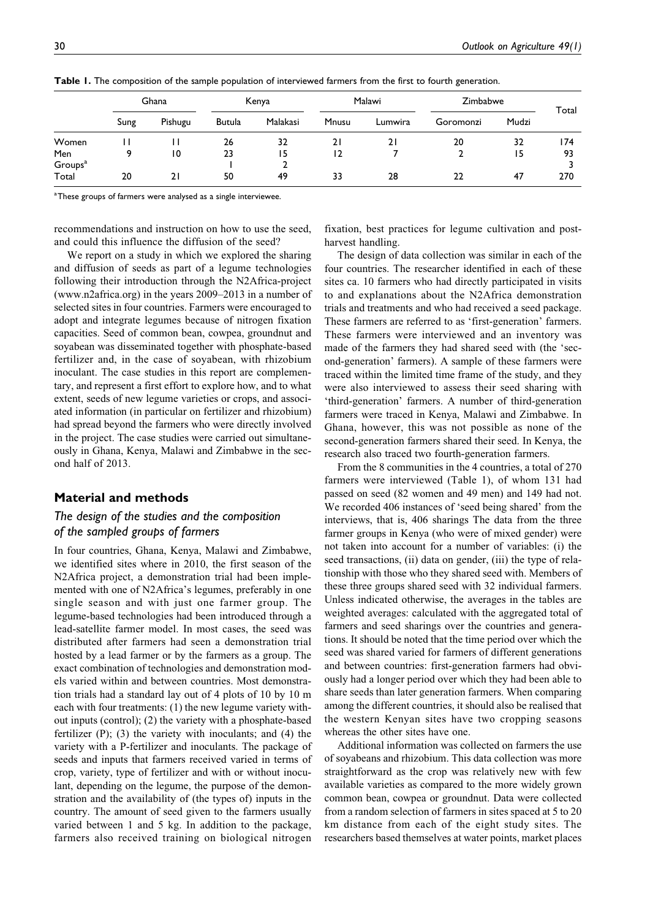**Table 1.** The composition of the sample population of interviewed farmers from the first to fourth generation.

| | Ghana | | Kenya | | Malawi | | Zimbabwe | | Total |
|---|---|---|---|---|---|---|---|---|---|
| | Sung | Pishugu | Butula | Malakasi | Mnusu | Lumwira | Goromonzi | Mudzi | |
| Women | 11 | 11 | 26 | 32 | 21 | 21 | 20 | 32 | 174 |
| Men | 9 | 10 | 23 | 15 | 12 | 7 | 2 | 15 | 93 |
| Groups[a] | | | 1 | 2 | | | | | 3 |
| Total | 20 | 21 | 50 | 49 | 33 | 28 | 22 | 47 | 270 |

[a]These groups of farmers were analysed as a single interviewee.

recommendations and instruction on how to use the seed, and could this influence the diffusion of the seed?

We report on a study in which we explored the sharing and diffusion of seeds as part of a legume technologies following their introduction through the N2Africa-project (www.n2africa.org) in the years 2009–2013 in a number of selected sites in four countries. Farmers were encouraged to adopt and integrate legumes because of nitrogen fixation capacities. Seed of common bean, cowpea, groundnut and soyabean was disseminated together with phosphate-based fertilizer and, in the case of soyabean, with rhizobium inoculant. The case studies in this report are complementary, and represent a first effort to explore how, and to what extent, seeds of new legume varieties or crops, and associated information (in particular on fertilizer and rhizobium) had spread beyond the farmers who were directly involved in the project. The case studies were carried out simultaneously in Ghana, Kenya, Malawi and Zimbabwe in the second half of 2013.

## Material and methods

### The design of the studies and the composition of the sampled groups of farmers

In four countries, Ghana, Kenya, Malawi and Zimbabwe, we identified sites where in 2010, the first season of the N2Africa project, a demonstration trial had been implemented with one of N2Africa's legumes, preferably in one single season and with just one farmer group. The legume-based technologies had been introduced through a lead-satellite farmer model. In most cases, the seed was distributed after farmers had seen a demonstration trial hosted by a lead farmer or by the farmers as a group. The exact combination of technologies and demonstration models varied within and between countries. Most demonstration trials had a standard lay out of 4 plots of 10 by 10 m each with four treatments: (1) the new legume variety without inputs (control); (2) the variety with a phosphate-based fertilizer (P); (3) the variety with inoculants; and (4) the variety with a P-fertilizer and inoculants. The package of seeds and inputs that farmers received varied in terms of crop, variety, type of fertilizer and with or without inoculant, depending on the legume, the purpose of the demonstration and the availability of (the types of) inputs in the country. The amount of seed given to the farmers usually varied between 1 and 5 kg. In addition to the package, farmers also received training on biological nitrogen fixation, best practices for legume cultivation and post-harvest handling.

The design of data collection was similar in each of the four countries. The researcher identified in each of these sites ca. 10 farmers who had directly participated in visits to and explanations about the N2Africa demonstration trials and treatments and who had received a seed package. These farmers are referred to as 'first-generation' farmers. These farmers were interviewed and an inventory was made of the farmers they had shared seed with (the 'second-generation' farmers). A sample of these farmers were traced within the limited time frame of the study, and they were also interviewed to assess their seed sharing with 'third-generation' farmers. A number of third-generation farmers were traced in Kenya, Malawi and Zimbabwe. In Ghana, however, this was not possible as none of the second-generation farmers shared their seed. In Kenya, the research also traced two fourth-generation farmers.

From the 8 communities in the 4 countries, a total of 270 farmers were interviewed (Table 1), of whom 131 had passed on seed (82 women and 49 men) and 149 had not. We recorded 406 instances of 'seed being shared' from the interviews, that is, 406 sharings The data from the three farmer groups in Kenya (who were of mixed gender) were not taken into account for a number of variables: (i) the seed transactions, (ii) data on gender, (iii) the type of relationship with those who they shared seed with. Members of these three groups shared seed with 32 individual farmers. Unless indicated otherwise, the averages in the tables are weighted averages: calculated with the aggregated total of farmers and seed sharings over the countries and generations. It should be noted that the time period over which the seed was shared varied for farmers of different generations and between countries: first-generation farmers had obviously had a longer period over which they had been able to share seeds than later generation farmers. When comparing among the different countries, it should also be realised that the western Kenyan sites have two cropping seasons whereas the other sites have one.

Additional information was collected on farmers the use of soyabeans and rhizobium. This data collection was more straightforward as the crop was relatively new with few available varieties as compared to the more widely grown common bean, cowpea or groundnut. Data were collected from a random selection of farmers in sites spaced at 5 to 20 km distance from each of the eight study sites. The researchers based themselves at water points, market places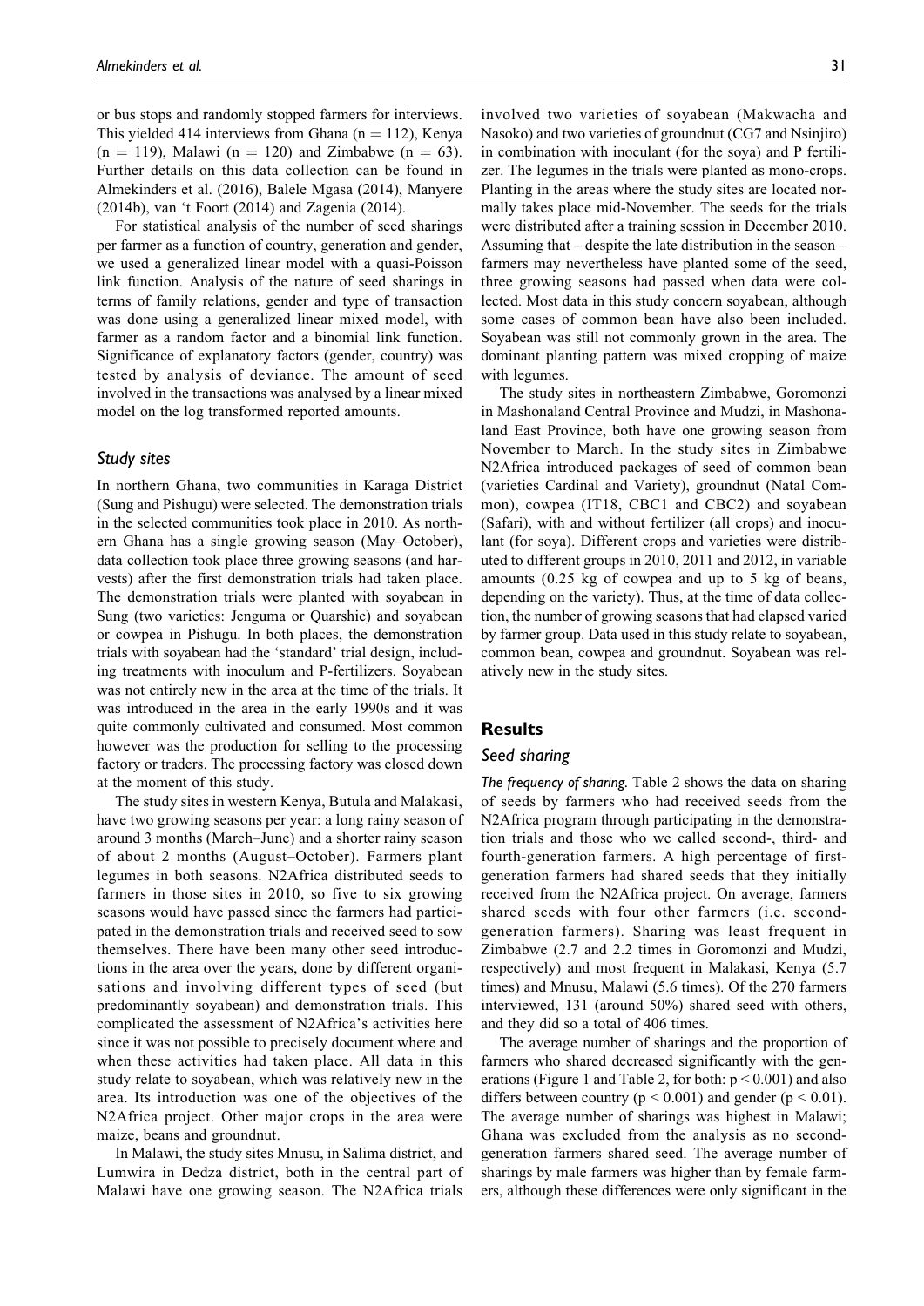or bus stops and randomly stopped farmers for interviews. This yielded 414 interviews from Ghana ($n = 112$), Kenya ($n = 119$), Malawi ($n = 120$) and Zimbabwe ($n = 63$). Further details on this data collection can be found in Almekinders et al. (2016), Balele Mgasa (2014), Manyere (2014b), van 't Foort (2014) and Zagenia (2014).

For statistical analysis of the number of seed sharings per farmer as a function of country, generation and gender, we used a generalized linear model with a quasi-Poisson link function. Analysis of the nature of seed sharings in terms of family relations, gender and type of transaction was done using a generalized linear mixed model, with farmer as a random factor and a binomial link function. Significance of explanatory factors (gender, country) was tested by analysis of deviance. The amount of seed involved in the transactions was analysed by a linear mixed model on the log transformed reported amounts.

### Study sites

In northern Ghana, two communities in Karaga District (Sung and Pishugu) were selected. The demonstration trials in the selected communities took place in 2010. As northern Ghana has a single growing season (May–October), data collection took place three growing seasons (and harvests) after the first demonstration trials had taken place. The demonstration trials were planted with soyabean in Sung (two varieties: Jenguma or Quarshie) and soyabean or cowpea in Pishugu. In both places, the demonstration trials with soyabean had the 'standard' trial design, including treatments with inoculum and P-fertilizers. Soyabean was not entirely new in the area at the time of the trials. It was introduced in the area in the early 1990s and it was quite commonly cultivated and consumed. Most common however was the production for selling to the processing factory or traders. The processing factory was closed down at the moment of this study.

The study sites in western Kenya, Butula and Malakasi, have two growing seasons per year: a long rainy season of around 3 months (March–June) and a shorter rainy season of about 2 months (August–October). Farmers plant legumes in both seasons. N2Africa distributed seeds to farmers in those sites in 2010, so five to six growing seasons would have passed since the farmers had participated in the demonstration trials and received seed to sow themselves. There have been many other seed introductions in the area over the years, done by different organisations and involving different types of seed (but predominantly soyabean) and demonstration trials. This complicated the assessment of N2Africa's activities here since it was not possible to precisely document where and when these activities had taken place. All data in this study relate to soyabean, which was relatively new in the area. Its introduction was one of the objectives of the N2Africa project. Other major crops in the area were maize, beans and groundnut.

In Malawi, the study sites Mnusu, in Salima district, and Lumwira in Dedza district, both in the central part of Malawi have one growing season. The N2Africa trials involved two varieties of soyabean (Makwacha and Nasoko) and two varieties of groundnut (CG7 and Nsinjiro) in combination with inoculant (for the soya) and P fertilizer. The legumes in the trials were planted as mono-crops. Planting in the areas where the study sites are located normally takes place mid-November. The seeds for the trials were distributed after a training session in December 2010. Assuming that – despite the late distribution in the season – farmers may nevertheless have planted some of the seed, three growing seasons had passed when data were collected. Most data in this study concern soyabean, although some cases of common bean have also been included. Soyabean was still not commonly grown in the area. The dominant planting pattern was mixed cropping of maize with legumes.

The study sites in northeastern Zimbabwe, Goromonzi in Mashonaland Central Province and Mudzi, in Mashonaland East Province, both have one growing season from November to March. In the study sites in Zimbabwe N2Africa introduced packages of seed of common bean (varieties Cardinal and Variety), groundnut (Natal Common), cowpea (IT18, CBC1 and CBC2) and soyabean (Safari), with and without fertilizer (all crops) and inoculant (for soya). Different crops and varieties were distributed to different groups in 2010, 2011 and 2012, in variable amounts (0.25 kg of cowpea and up to 5 kg of beans, depending on the variety). Thus, at the time of data collection, the number of growing seasons that had elapsed varied by farmer group. Data used in this study relate to soyabean, common bean, cowpea and groundnut. Soyabean was relatively new in the study sites.

## Results

### Seed sharing

*The frequency of sharing.* Table 2 shows the data on sharing of seeds by farmers who had received seeds from the N2Africa program through participating in the demonstration trials and those who we called second-, third- and fourth-generation farmers. A high percentage of first-generation farmers had shared seeds that they initially received from the N2Africa project. On average, farmers shared seeds with four other farmers (i.e. second-generation farmers). Sharing was least frequent in Zimbabwe (2.7 and 2.2 times in Goromonzi and Mudzi, respectively) and most frequent in Malakasi, Kenya (5.7 times) and Mnusu, Malawi (5.6 times). Of the 270 farmers interviewed, 131 (around 50%) shared seed with others, and they did so a total of 406 times.

The average number of sharings and the proportion of farmers who shared decreased significantly with the generations (Figure 1 and Table 2, for both: $p < 0.001$) and also differs between country ($p < 0.001$) and gender ($p < 0.01$). The average number of sharings was highest in Malawi; Ghana was excluded from the analysis as no second-generation farmers shared seed. The average number of sharings by male farmers was higher than by female farmers, although these differences were only significant in the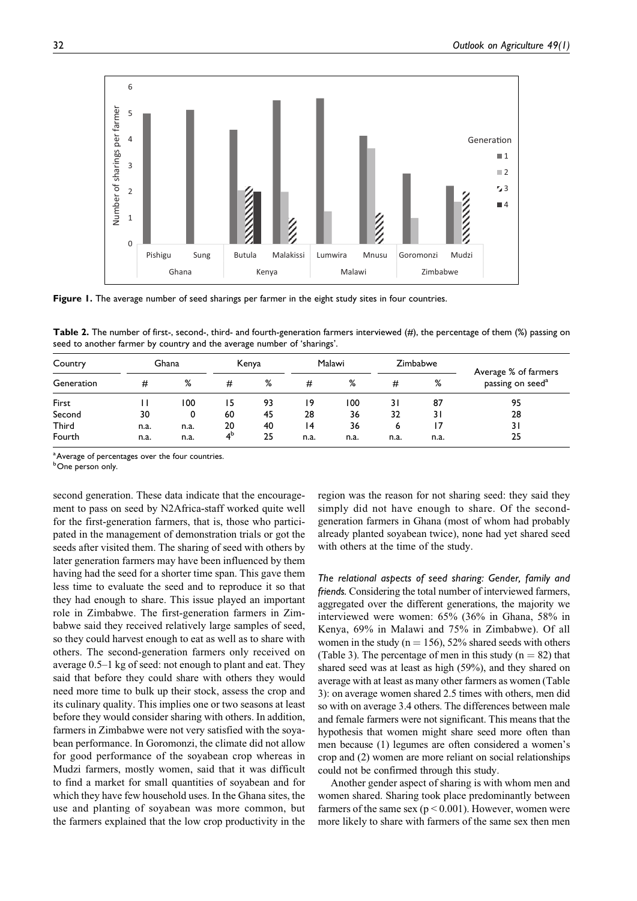**Figure 1.** The average number of seed sharings per farmer in the eight study sites in four countries.

**Table 2.** The number of first-, second-, third- and fourth-generation farmers interviewed (#), the percentage of them (%) passing on seed to another farmer by country and the average number of 'sharings'.

| Country | Ghana | | Kenya | | Malawi | | Zimbabwe | | Average % of farmers passing on seed[a] |
|---|---|---|---|---|---|---|---|---|---|
| Generation | # | % | # | % | # | % | # | % | |
| First | 11 | 100 | 15 | 93 | 19 | 100 | 31 | 87 | 95 |
| Second | 30 | 0 | 60 | 45 | 28 | 36 | 32 | 31 | 28 |
| Third | n.a. | n.a. | 20 | 40 | 14 | 36 | 6 | 17 | 31 |
| Fourth | n.a. | n.a. | 4[b] | 25 | n.a. | n.a. | n.a. | n.a. | 25 |

[a]Average of percentages over the four countries.
[b]One person only.

second generation. These data indicate that the encouragement to pass on seed by N2Africa-staff worked quite well for the first-generation farmers, that is, those who participated in the management of demonstration trials or got the seeds after visited them. The sharing of seed with others by later generation farmers may have been influenced by them having had the seed for a shorter time span. This gave them less time to evaluate the seed and to reproduce it so that they had enough to share. This issue played an important role in Zimbabwe. The first-generation farmers in Zimbabwe said they received relatively large samples of seed, so they could harvest enough to eat as well as to share with others. The second-generation farmers only received on average 0.5–1 kg of seed: not enough to plant and eat. They said that before they could share with others they would need more time to bulk up their stock, assess the crop and its culinary quality. This implies one or two seasons at least before they would consider sharing with others. In addition, farmers in Zimbabwe were not very satisfied with the soyabean performance. In Goromonzi, the climate did not allow for good performance of the soyabean crop whereas in Mudzi farmers, mostly women, said that it was difficult to find a market for small quantities of soyabean and for which they have few household uses. In the Ghana sites, the use and planting of soyabean was more common, but the farmers explained that the low crop productivity in the region was the reason for not sharing seed: they said they simply did not have enough to share. Of the second-generation farmers in Ghana (most of whom had probably already planted soyabean twice), none had yet shared seed with others at the time of the study.

*The relational aspects of seed sharing: Gender, family and friends.* Considering the total number of interviewed farmers, aggregated over the different generations, the majority we interviewed were women: 65% (36% in Ghana, 58% in Kenya, 69% in Malawi and 75% in Zimbabwe). Of all women in the study ($n = 156$), 52% shared seeds with others (Table 3). The percentage of men in this study ($n = 82$) that shared seed was at least as high (59%), and they shared on average with at least as many other farmers as women (Table 3): on average women shared 2.5 times with others, men did so with on average 3.4 others. The differences between male and female farmers were not significant. This means that the hypothesis that women might share seed more often than men because (1) legumes are often considered a women's crop and (2) women are more reliant on social relationships could not be confirmed through this study.

Another gender aspect of sharing is with whom men and women shared. Sharing took place predominantly between farmers of the same sex ($p < 0.001$). However, women were more likely to share with farmers of the same sex then men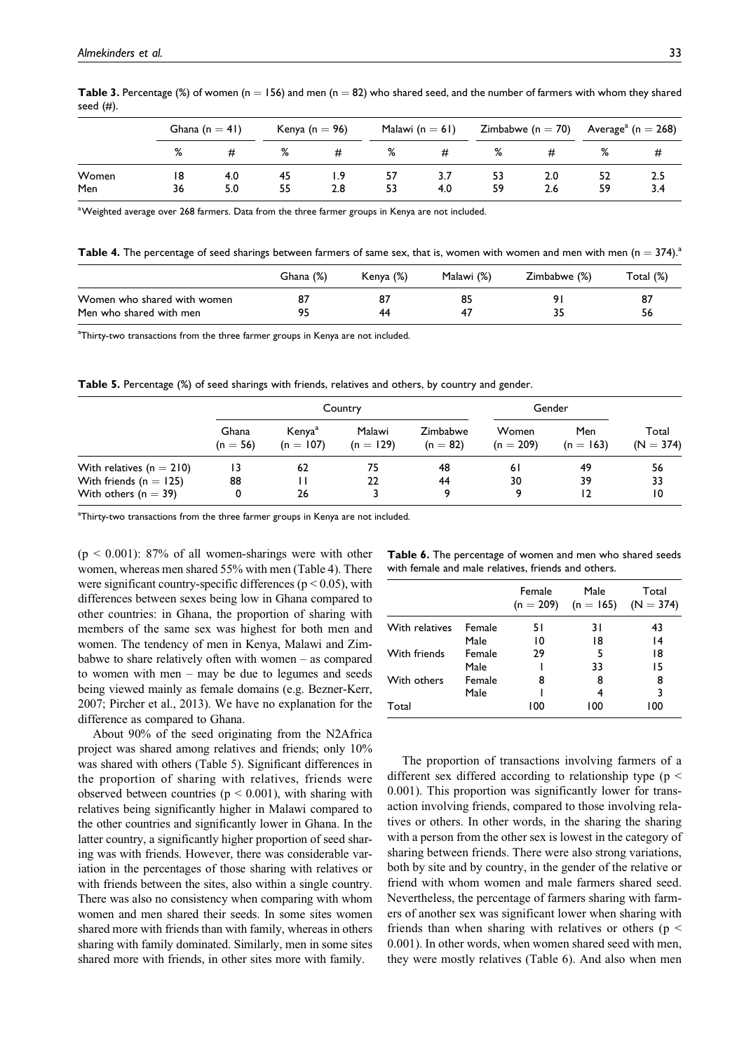**Table 3.** Percentage (%) of women (n = 156) and men (n = 82) who shared seed, and the number of farmers with whom they shared seed (#).

| | Ghana (n = 41) | | Kenya (n = 96) | | Malawi (n = 61) | | Zimbabwe (n = 70) | | Average[a] (n = 268) | |
|---|---|---|---|---|---|---|---|---|---|---|
| | % | # | % | # | % | # | % | # | % | # |
| Women | 18 | 4.0 | 45 | 1.9 | 57 | 3.7 | 53 | 2.0 | 52 | 2.5 |
| Men | 36 | 5.0 | 55 | 2.8 | 53 | 4.0 | 59 | 2.6 | 59 | 3.4 |

[a]Weighted average over 268 farmers. Data from the three farmer groups in Kenya are not included.

**Table 4.** The percentage of seed sharings between farmers of same sex, that is, women with women and men with men (n = 374).[a]

| | Ghana (%) | Kenya (%) | Malawi (%) | Zimbabwe (%) | Total (%) |
|---|---|---|---|---|---|
| Women who shared with women | 87 | 87 | 85 | 91 | 87 |
| Men who shared with men | 95 | 44 | 47 | 35 | 56 |

[a]Thirty-two transactions from the three farmer groups in Kenya are not included.

**Table 5.** Percentage (%) of seed sharings with friends, relatives and others, by country and gender.

| | Country | | | | Gender | | |
|---|---|---|---|---|---|---|---|
| | Ghana (n = 56) | Kenya[a] (n = 107) | Malawi (n = 129) | Zimbabwe (n = 82) | Women (n = 209) | Men (n = 163) | Total (N = 374) |
| With relatives (n = 210) | 13 | 62 | 75 | 48 | 61 | 49 | 56 |
| With friends (n = 125) | 88 | 11 | 22 | 44 | 30 | 39 | 33 |
| With others (n = 39) | 0 | 26 | 3 | 9 | 9 | 12 | 10 |

[a]Thirty-two transactions from the three farmer groups in Kenya are not included.

($p < 0.001$): 87% of all women-sharings were with other women, whereas men shared 55% with men (Table 4). There were significant country-specific differences ($p < 0.05$), with differences between sexes being low in Ghana compared to other countries: in Ghana, the proportion of sharing with members of the same sex was highest for both men and women. The tendency of men in Kenya, Malawi and Zimbabwe to share relatively often with women – as compared to women with men – may be due to legumes and seeds being viewed mainly as female domains (e.g. Bezner-Kerr, 2007; Pircher et al., 2013). We have no explanation for the difference as compared to Ghana.

About 90% of the seed originating from the N2Africa project was shared among relatives and friends; only 10% was shared with others (Table 5). Significant differences in the proportion of sharing with relatives, friends were observed between countries ($p < 0.001$), with sharing with relatives being significantly higher in Malawi compared to the other countries and significantly lower in Ghana. In the latter country, a significantly higher proportion of seed sharing was with friends. However, there was considerable variation in the percentages of those sharing with relatives or with friends between the sites, also within a single country. There was also no consistency when comparing with whom women and men shared their seeds. In some sites women shared more with friends than with family, whereas in others sharing with family dominated. Similarly, men in some sites shared more with friends, in other sites more with family.

**Table 6.** The percentage of women and men who shared seeds with female and male relatives, friends and others.

| | | Female (n = 209) | Male (n = 165) | Total (N = 374) |
|---|---|---|---|---|
| With relatives | Female | 51 | 31 | 43 |
| | Male | 10 | 18 | 14 |
| With friends | Female | 29 | 5 | 18 |
| | Male | 1 | 33 | 15 |
| With others | Female | 8 | 8 | 8 |
| | Male | 1 | 4 | 3 |
| Total | | 100 | 100 | 100 |

The proportion of transactions involving farmers of a different sex differed according to relationship type ($p < 0.001$). This proportion was significantly lower for transaction involving friends, compared to those involving relatives or others. In other words, in the sharing the sharing with a person from the other sex is lowest in the category of sharing between friends. There were also strong variations, both by site and by country, in the gender of the relative or friend with whom women and male farmers shared seed. Nevertheless, the percentage of farmers sharing with farmers of another sex was significant lower when sharing with friends than when sharing with relatives or others ($p < 0.001$). In other words, when women shared seed with men, they were mostly relatives (Table 6). And also when men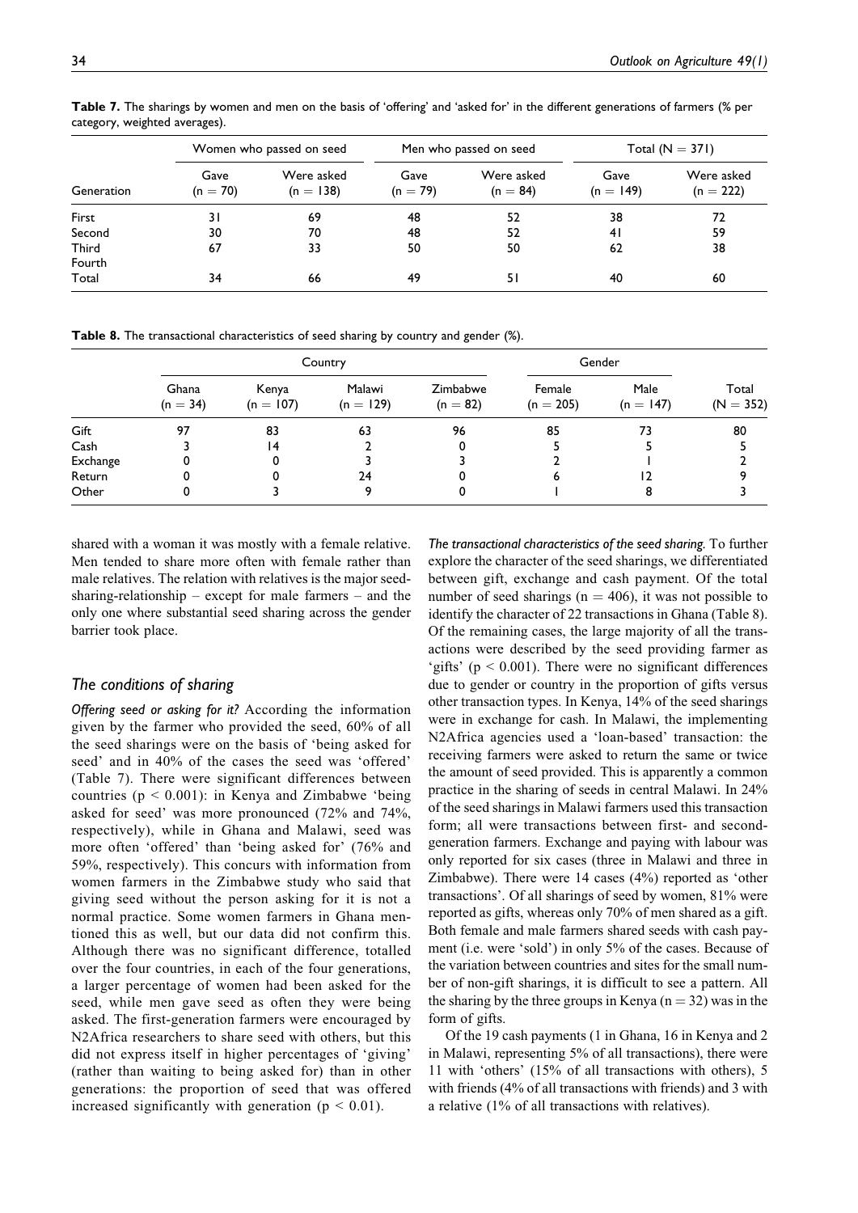**Table 7.** The sharings by women and men on the basis of 'offering' and 'asked for' in the different generations of farmers (% per category, weighted averages).

| | Women who passed on seed | | Men who passed on seed | | Total (N = 371) | |
|---|---|---|---|---|---|---|
| Generation | Gave (n = 70) | Were asked (n = 138) | Gave (n = 79) | Were asked (n = 84) | Gave (n = 149) | Were asked (n = 222) |
| First | 31 | 69 | 48 | 52 | 38 | 72 |
| Second | 30 | 70 | 48 | 52 | 41 | 59 |
| Third | 67 | 33 | 50 | 50 | 62 | 38 |
| Fourth | | | | | | |
| Total | 34 | 66 | 49 | 51 | 40 | 60 |

**Table 8.** The transactional characteristics of seed sharing by country and gender (%).

| | Country | | | | Gender | | |
|---|---|---|---|---|---|---|---|
| | Ghana (n = 34) | Kenya (n = 107) | Malawi (n = 129) | Zimbabwe (n = 82) | Female (n = 205) | Male (n = 147) | Total (N = 352) |
| Gift | 97 | 83 | 63 | 96 | 85 | 73 | 80 |
| Cash | 3 | 14 | 2 | 0 | 5 | 5 | 5 |
| Exchange | 0 | 0 | 3 | 3 | 2 | 1 | 2 |
| Return | 0 | 0 | 24 | 0 | 6 | 12 | 9 |
| Other | 0 | 3 | 9 | 0 | 1 | 8 | 3 |

shared with a woman it was mostly with a female relative. Men tended to share more often with female rather than male relatives. The relation with relatives is the major seed-sharing-relationship – except for male farmers – and the only one where substantial seed sharing across the gender barrier took place.

### The conditions of sharing

*Offering seed or asking for it?* According the information given by the farmer who provided the seed, 60% of all the seed sharings were on the basis of 'being asked for seed' and in 40% of the cases the seed was 'offered' (Table 7). There were significant differences between countries ($p < 0.001$): in Kenya and Zimbabwe 'being asked for seed' was more pronounced (72% and 74%, respectively), while in Ghana and Malawi, seed was more often 'offered' than 'being asked for' (76% and 59%, respectively). This concurs with information from women farmers in the Zimbabwe study who said that giving seed without the person asking for it is not a normal practice. Some women farmers in Ghana mentioned this as well, but our data did not confirm this. Although there was no significant difference, totalled over the four countries, in each of the four generations, a larger percentage of women had been asked for the seed, while men gave seed as often they were being asked. The first-generation farmers were encouraged by N2Africa researchers to share seed with others, but this did not express itself in higher percentages of 'giving' (rather than waiting to being asked for) than in other generations: the proportion of seed that was offered increased significantly with generation ($p < 0.01$).

*The transactional characteristics of the seed sharing.* To further explore the character of the seed sharings, we differentiated between gift, exchange and cash payment. Of the total number of seed sharings (n = 406), it was not possible to identify the character of 22 transactions in Ghana (Table 8). Of the remaining cases, the large majority of all the transactions were described by the seed providing farmer as 'gifts' ($p < 0.001$). There were no significant differences due to gender or country in the proportion of gifts versus other transaction types. In Kenya, 14% of the seed sharings were in exchange for cash. In Malawi, the implementing N2Africa agencies used a 'loan-based' transaction: the receiving farmers were asked to return the same or twice the amount of seed provided. This is apparently a common practice in the sharing of seeds in central Malawi. In 24% of the seed sharings in Malawi farmers used this transaction form; all were transactions between first- and second-generation farmers. Exchange and paying with labour was only reported for six cases (three in Malawi and three in Zimbabwe). There were 14 cases (4%) reported as 'other transactions'. Of all sharings of seed by women, 81% were reported as gifts, whereas only 70% of men shared as a gift. Both female and male farmers shared seeds with cash payment (i.e. were 'sold') in only 5% of the cases. Because of the variation between countries and sites for the small number of non-gift sharings, it is difficult to see a pattern. All the sharing by the three groups in Kenya (n = 32) was in the form of gifts.

Of the 19 cash payments (1 in Ghana, 16 in Kenya and 2 in Malawi, representing 5% of all transactions), there were 11 with 'others' (15% of all transactions with others), 5 with friends (4% of all transactions with friends) and 3 with a relative (1% of all transactions with relatives).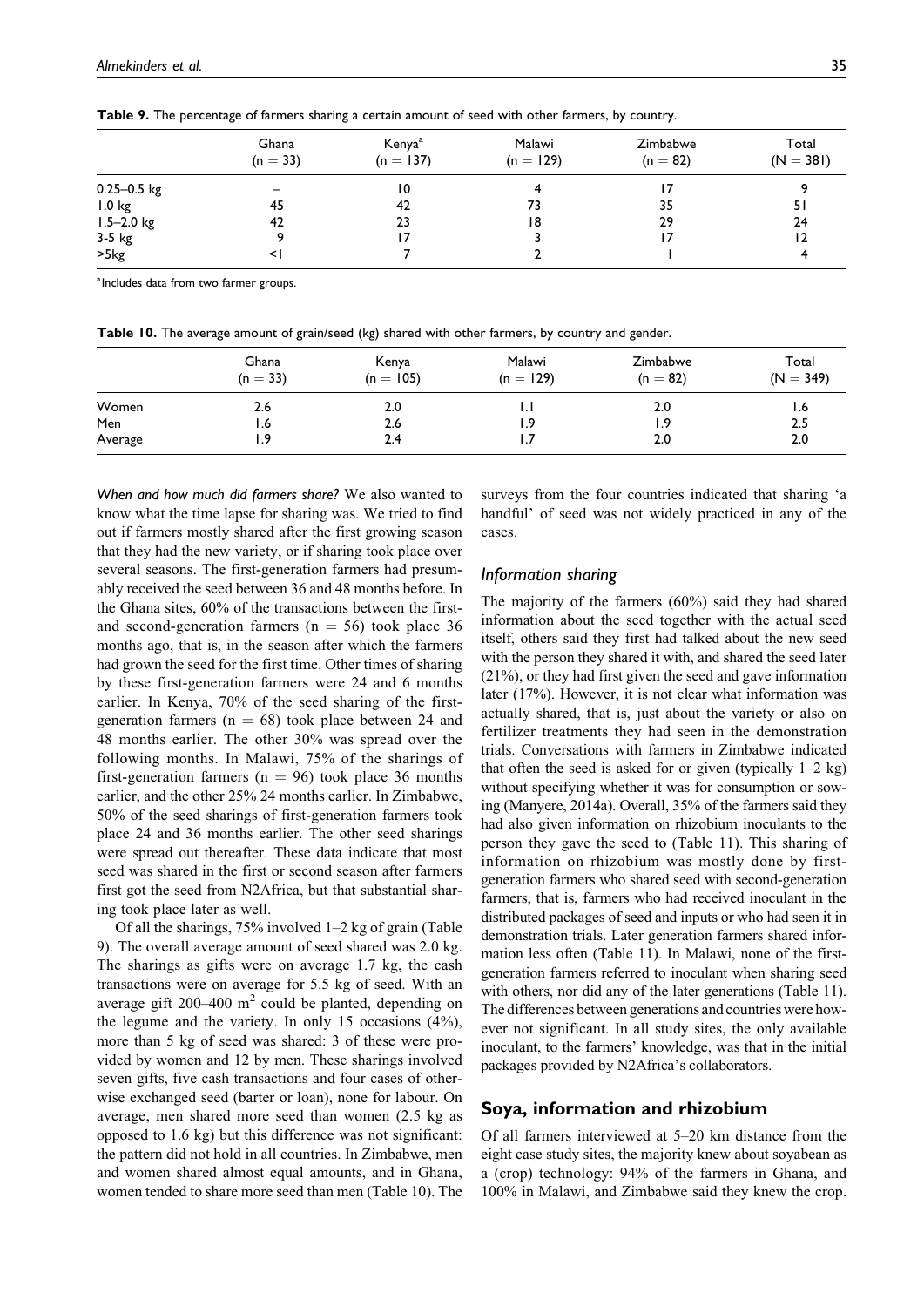**Table 9.** The percentage of farmers sharing a certain amount of seed with other farmers, by country.

| | Ghana (n = 33) | Kenya[a] (n = 137) | Malawi (n = 129) | Zimbabwe (n = 82) | Total (N = 381) |
|---|---|---|---|---|---|
| 0.25–0.5 kg | – | 10 | 4 | 17 | 9 |
| 1.0 kg | 45 | 42 | 73 | 35 | 51 |
| 1.5–2.0 kg | 42 | 23 | 18 | 29 | 24 |
| 3-5 kg | 9 | 17 | 3 | 17 | 12 |
| >5kg | <1 | 7 | 2 | 1 | 4 |

[a]Includes data from two farmer groups.

**Table 10.** The average amount of grain/seed (kg) shared with other farmers, by country and gender.

| | Ghana (n = 33) | Kenya (n = 105) | Malawi (n = 129) | Zimbabwe (n = 82) | Total (N = 349) |
|---|---|---|---|---|---|
| Women | 2.6 | 2.0 | 1.1 | 2.0 | 1.6 |
| Men | 1.6 | 2.6 | 1.9 | 1.9 | 2.5 |
| Average | 1.9 | 2.4 | 1.7 | 2.0 | 2.0 |

*When and how much did farmers share?* We also wanted to know what the time lapse for sharing was. We tried to find out if farmers mostly shared after the first growing season that they had the new variety, or if sharing took place over several seasons. The first-generation farmers had presumably received the seed between 36 and 48 months before. In the Ghana sites, 60% of the transactions between the first- and second-generation farmers (n = 56) took place 36 months ago, that is, in the season after which the farmers had grown the seed for the first time. Other times of sharing by these first-generation farmers were 24 and 6 months earlier. In Kenya, 70% of the seed sharing of the first-generation farmers (n = 68) took place between 24 and 48 months earlier. The other 30% was spread over the following months. In Malawi, 75% of the sharings of first-generation farmers (n = 96) took place 36 months earlier, and the other 25% 24 months earlier. In Zimbabwe, 50% of the seed sharings of first-generation farmers took place 24 and 36 months earlier. The other seed sharings were spread out thereafter. These data indicate that most seed was shared in the first or second season after farmers first got the seed from N2Africa, but that substantial sharing took place later as well.

Of all the sharings, 75% involved 1–2 kg of grain (Table 9). The overall average amount of seed shared was 2.0 kg. The sharings as gifts were on average 1.7 kg, the cash transactions were on average for 5.5 kg of seed. With an average gift 200–400 $m^2$ could be planted, depending on the legume and the variety. In only 15 occasions (4%), more than 5 kg of seed was shared: 3 of these were provided by women and 12 by men. These sharings involved seven gifts, five cash transactions and four cases of otherwise exchanged seed (barter or loan), none for labour. On average, men shared more seed than women (2.5 kg as opposed to 1.6 kg) but this difference was not significant: the pattern did not hold in all countries. In Zimbabwe, men and women shared almost equal amounts, and in Ghana, women tended to share more seed than men (Table 10). The surveys from the four countries indicated that sharing 'a handful' of seed was not widely practiced in any of the cases.

### Information sharing

The majority of the farmers (60%) said they had shared information about the seed together with the actual seed itself, others said they first had talked about the new seed with the person they shared it with, and shared the seed later (21%), or they had first given the seed and gave information later (17%). However, it is not clear what information was actually shared, that is, just about the variety or also on fertilizer treatments they had seen in the demonstration trials. Conversations with farmers in Zimbabwe indicated that often the seed is asked for or given (typically 1–2 kg) without specifying whether it was for consumption or sowing (Manyere, 2014a). Overall, 35% of the farmers said they had also given information on rhizobium inoculants to the person they gave the seed to (Table 11). This sharing of information on rhizobium was mostly done by first-generation farmers who shared seed with second-generation farmers, that is, farmers who had received inoculant in the distributed packages of seed and inputs or who had seen it in demonstration trials. Later generation farmers shared information less often (Table 11). In Malawi, none of the first-generation farmers referred to inoculant when sharing seed with others, nor did any of the later generations (Table 11). The differences between generations and countries were however not significant. In all study sites, the only available inoculant, to the farmers' knowledge, was that in the initial packages provided by N2Africa's collaborators.

## Soya, information and rhizobium

Of all farmers interviewed at 5–20 km distance from the eight case study sites, the majority knew about soyabean as a (crop) technology: 94% of the farmers in Ghana, and 100% in Malawi, and Zimbabwe said they knew the crop.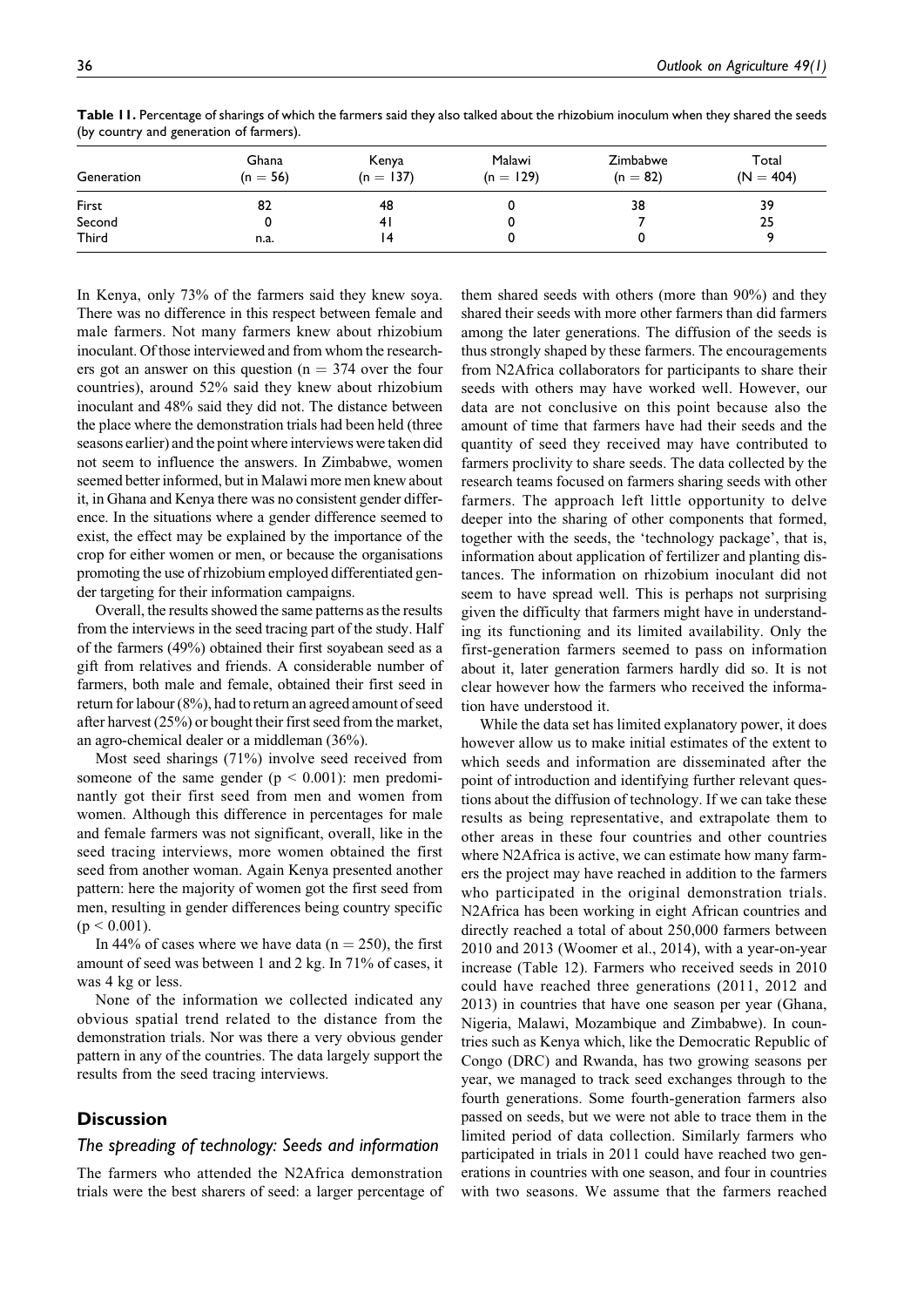**Table 11.** Percentage of sharings of which the farmers said they also talked about the rhizobium inoculum when they shared the seeds (by country and generation of farmers).

| Generation | Ghana ($n = 56$) | Kenya ($n = 137$) | Malawi ($n = 129$) | Zimbabwe ($n = 82$) | Total ($N = 404$) |
|---|---|---|---|---|---|
| First | 82 | 48 | 0 | 38 | 39 |
| Second | 0 | 41 | 0 | 7 | 25 |
| Third | n.a. | 14 | 0 | 0 | 9 |

In Kenya, only 73% of the farmers said they knew soya. There was no difference in this respect between female and male farmers. Not many farmers knew about rhizobium inoculant. Of those interviewed and from whom the researchers got an answer on this question ($n = 374$ over the four countries), around 52% said they knew about rhizobium inoculant and 48% said they did not. The distance between the place where the demonstration trials had been held (three seasons earlier) and the point where interviews were taken did not seem to influence the answers. In Zimbabwe, women seemed better informed, but in Malawi more men knew about it, in Ghana and Kenya there was no consistent gender difference. In the situations where a gender difference seemed to exist, the effect may be explained by the importance of the crop for either women or men, or because the organisations promoting the use of rhizobium employed differentiated gender targeting for their information campaigns.

Overall, the results showed the same patterns as the results from the interviews in the seed tracing part of the study. Half of the farmers (49%) obtained their first soyabean seed as a gift from relatives and friends. A considerable number of farmers, both male and female, obtained their first seed in return for labour (8%), had to return an agreed amount of seed after harvest (25%) or bought their first seed from the market, an agro-chemical dealer or a middleman (36%).

Most seed sharings (71%) involve seed received from someone of the same gender ($p < 0.001$): men predominantly got their first seed from men and women from women. Although this difference in percentages for male and female farmers was not significant, overall, like in the seed tracing interviews, more women obtained the first seed from another woman. Again Kenya presented another pattern: here the majority of women got the first seed from men, resulting in gender differences being country specific ($p < 0.001$).

In 44% of cases where we have data ($n = 250$), the first amount of seed was between 1 and 2 kg. In 71% of cases, it was 4 kg or less.

None of the information we collected indicated any obvious spatial trend related to the distance from the demonstration trials. Nor was there a very obvious gender pattern in any of the countries. The data largely support the results from the seed tracing interviews.

## Discussion

### The spreading of technology: Seeds and information

The farmers who attended the N2Africa demonstration trials were the best sharers of seed: a larger percentage of them shared seeds with others (more than 90%) and they shared their seeds with more other farmers than did farmers among the later generations. The diffusion of the seeds is thus strongly shaped by these farmers. The encouragements from N2Africa collaborators for participants to share their seeds with others may have worked well. However, our data are not conclusive on this point because also the amount of time that farmers have had their seeds and the quantity of seed they received may have contributed to farmers proclivity to share seeds. The data collected by the research teams focused on farmers sharing seeds with other farmers. The approach left little opportunity to delve deeper into the sharing of other components that formed, together with the seeds, the 'technology package', that is, information about application of fertilizer and planting distances. The information on rhizobium inoculant did not seem to have spread well. This is perhaps not surprising given the difficulty that farmers might have in understanding its functioning and its limited availability. Only the first-generation farmers seemed to pass on information about it, later generation farmers hardly did so. It is not clear however how the farmers who received the information have understood it.

While the data set has limited explanatory power, it does however allow us to make initial estimates of the extent to which seeds and information are disseminated after the point of introduction and identifying further relevant questions about the diffusion of technology. If we can take these results as being representative, and extrapolate them to other areas in these four countries and other countries where N2Africa is active, we can estimate how many farmers the project may have reached in addition to the farmers who participated in the original demonstration trials. N2Africa has been working in eight African countries and directly reached a total of about 250,000 farmers between 2010 and 2013 (Woomer et al., 2014), with a year-on-year increase (Table 12). Farmers who received seeds in 2010 could have reached three generations (2011, 2012 and 2013) in countries that have one season per year (Ghana, Nigeria, Malawi, Mozambique and Zimbabwe). In countries such as Kenya which, like the Democratic Republic of Congo (DRC) and Rwanda, has two growing seasons per year, we managed to track seed exchanges through to the fourth generations. Some fourth-generation farmers also passed on seeds, but we were not able to trace them in the limited period of data collection. Similarly farmers who participated in trials in 2011 could have reached two generations in countries with one season, and four in countries with two seasons. We assume that the farmers reached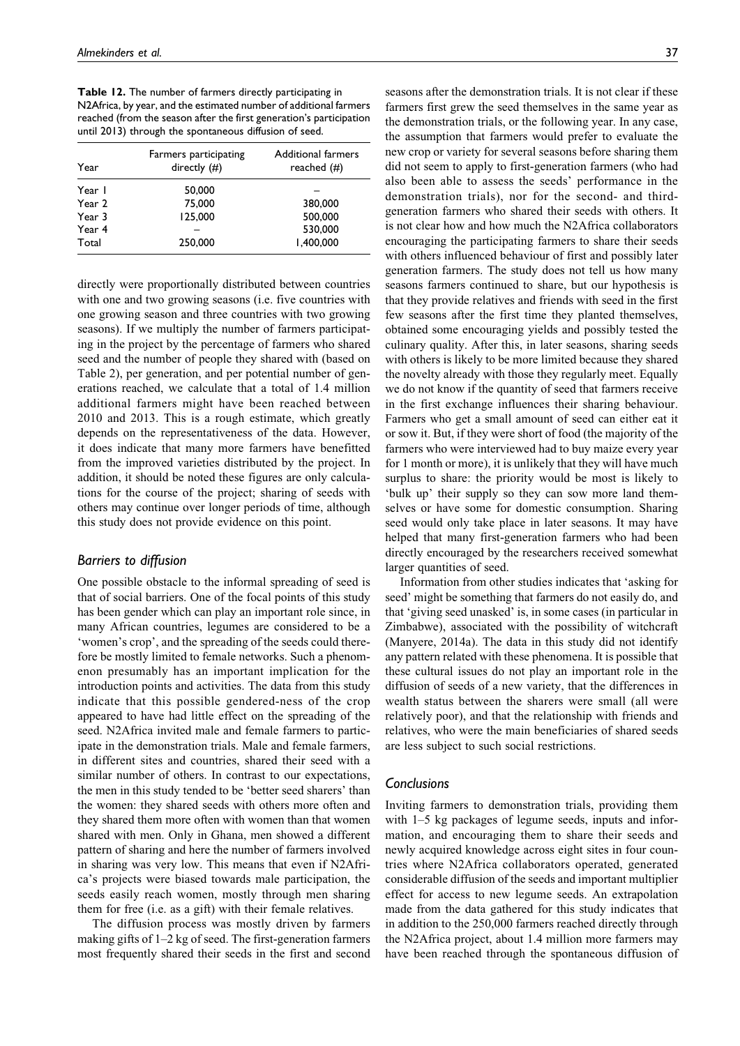**Table 12.** The number of farmers directly participating in N2Africa, by year, and the estimated number of additional farmers reached (from the season after the first generation's participation until 2013) through the spontaneous diffusion of seed.

| Year | Farmers participating directly (#) | Additional farmers reached (#) |
|---|---|---|
| Year 1 | 50,000 | – |
| Year 2 | 75,000 | 380,000 |
| Year 3 | 125,000 | 500,000 |
| Year 4 | – | 530,000 |
| Total | 250,000 | 1,400,000 |

directly were proportionally distributed between countries with one and two growing seasons (i.e. five countries with one growing season and three countries with two growing seasons). If we multiply the number of farmers participating in the project by the percentage of farmers who shared seed and the number of people they shared with (based on Table 2), per generation, and per potential number of generations reached, we calculate that a total of 1.4 million additional farmers might have been reached between 2010 and 2013. This is a rough estimate, which greatly depends on the representativeness of the data. However, it does indicate that many more farmers have benefitted from the improved varieties distributed by the project. In addition, it should be noted these figures are only calculations for the course of the project; sharing of seeds with others may continue over longer periods of time, although this study does not provide evidence on this point.

### Barriers to diffusion

One possible obstacle to the informal spreading of seed is that of social barriers. One of the focal points of this study has been gender which can play an important role since, in many African countries, legumes are considered to be a 'women's crop', and the spreading of the seeds could therefore be mostly limited to female networks. Such a phenomenon presumably has an important implication for the introduction points and activities. The data from this study indicate that this possible gendered-ness of the crop appeared to have had little effect on the spreading of the seed. N2Africa invited male and female farmers to participate in the demonstration trials. Male and female farmers, in different sites and countries, shared their seed with a similar number of others. In contrast to our expectations, the men in this study tended to be 'better seed sharers' than the women: they shared seeds with others more often and they shared them more often with women than that women shared with men. Only in Ghana, men showed a different pattern of sharing and here the number of farmers involved in sharing was very low. This means that even if N2Africa's projects were biased towards male participation, the seeds easily reach women, mostly through men sharing them for free (i.e. as a gift) with their female relatives.

The diffusion process was mostly driven by farmers making gifts of 1–2 kg of seed. The first-generation farmers most frequently shared their seeds in the first and second seasons after the demonstration trials. It is not clear if these farmers first grew the seed themselves in the same year as the demonstration trials, or the following year. In any case, the assumption that farmers would prefer to evaluate the new crop or variety for several seasons before sharing them did not seem to apply to first-generation farmers (who had also been able to assess the seeds' performance in the demonstration trials), nor for the second- and third-generation farmers who shared their seeds with others. It is not clear how and how much the N2Africa collaborators encouraging the participating farmers to share their seeds with others influenced behaviour of first and possibly later generation farmers. The study does not tell us how many seasons farmers continued to share, but our hypothesis is that they provide relatives and friends with seed in the first few seasons after the first time they planted themselves, obtained some encouraging yields and possibly tested the culinary quality. After this, in later seasons, sharing seeds with others is likely to be more limited because they shared the novelty already with those they regularly meet. Equally we do not know if the quantity of seed that farmers receive in the first exchange influences their sharing behaviour. Farmers who get a small amount of seed can either eat it or sow it. But, if they were short of food (the majority of the farmers who were interviewed had to buy maize every year for 1 month or more), it is unlikely that they will have much surplus to share: the priority would be most is likely to 'bulk up' their supply so they can sow more land themselves or have some for domestic consumption. Sharing seed would only take place in later seasons. It may have helped that many first-generation farmers who had been directly encouraged by the researchers received somewhat larger quantities of seed.

Information from other studies indicates that 'asking for seed' might be something that farmers do not easily do, and that 'giving seed unasked' is, in some cases (in particular in Zimbabwe), associated with the possibility of witchcraft (Manyere, 2014a). The data in this study did not identify any pattern related with these phenomena. It is possible that these cultural issues do not play an important role in the diffusion of seeds of a new variety, that the differences in wealth status between the sharers were small (all were relatively poor), and that the relationship with friends and relatives, who were the main beneficiaries of shared seeds are less subject to such social restrictions.

## Conclusions

Inviting farmers to demonstration trials, providing them with 1–5 kg packages of legume seeds, inputs and information, and encouraging them to share their seeds and newly acquired knowledge across eight sites in four countries where N2Africa collaborators operated, generated considerable diffusion of the seeds and important multiplier effect for access to new legume seeds. An extrapolation made from the data gathered for this study indicates that in addition to the 250,000 farmers reached directly through the N2Africa project, about 1.4 million more farmers may have been reached through the spontaneous diffusion of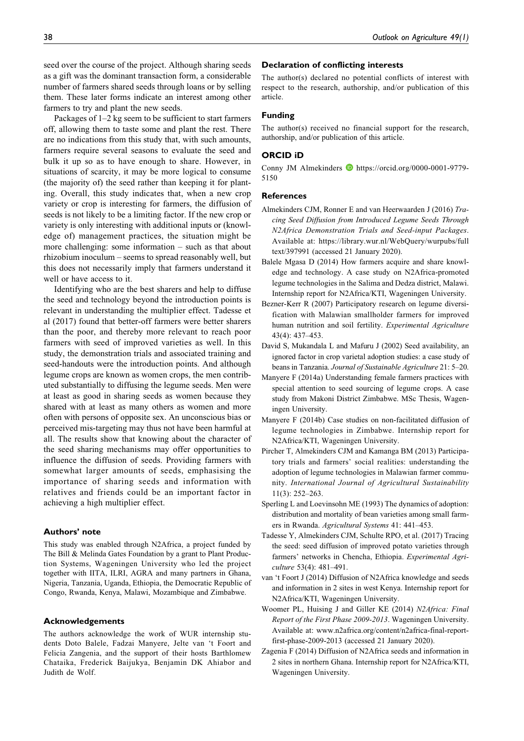seed over the course of the project. Although sharing seeds as a gift was the dominant transaction form, a considerable number of farmers shared seeds through loans or by selling them. These later forms indicate an interest among other farmers to try and plant the new seeds.

Packages of 1–2 kg seem to be sufficient to start farmers off, allowing them to taste some and plant the rest. There are no indications from this study that, with such amounts, farmers require several seasons to evaluate the seed and bulk it up so as to have enough to share. However, in situations of scarcity, it may be more logical to consume (the majority of) the seed rather than keeping it for planting. Overall, this study indicates that, when a new crop variety or crop is interesting for farmers, the diffusion of seeds is not likely to be a limiting factor. If the new crop or variety is only interesting with additional inputs or (knowledge of) management practices, the situation might be more challenging: some information – such as that about rhizobium inoculum – seems to spread reasonably well, but this does not necessarily imply that farmers understand it well or have access to it.

Identifying who are the best sharers and help to diffuse the seed and technology beyond the introduction points is relevant in understanding the multiplier effect. Tadesse et al (2017) found that better-off farmers were better sharers than the poor, and thereby more relevant to reach poor farmers with seed of improved varieties as well. In this study, the demonstration trials and associated training and seed-handouts were the introduction points. And although legume crops are known as women crops, the men contributed substantially to diffusing the legume seeds. Men were at least as good in sharing seeds as women because they shared with at least as many others as women and more often with persons of opposite sex. An unconscious bias or perceived mis-targeting may thus not have been harmful at all. The results show that knowing about the character of the seed sharing mechanisms may offer opportunities to influence the diffusion of seeds. Providing farmers with somewhat larger amounts of seeds, emphasising the importance of sharing seeds and information with relatives and friends could be an important factor in achieving a high multiplier effect.

## Authors' note

This study was enabled through N2Africa, a project funded by The Bill & Melinda Gates Foundation by a grant to Plant Production Systems, Wageningen University who led the project together with IITA, ILRI, AGRA and many partners in Ghana, Nigeria, Tanzania, Uganda, Ethiopia, the Democratic Republic of Congo, Rwanda, Kenya, Malawi, Mozambique and Zimbabwe.

## Acknowledgements

The authors acknowledge the work of WUR internship students Doto Balele, Fadzai Manyere, Jelte van 't Foort and Felicia Zangenia, and the support of their hosts Barthlomew Chataika, Frederick Baijukya, Benjamin DK Ahiabor and Judith de Wolf.

## Declaration of conflicting interests

The author(s) declared no potential conflicts of interest with respect to the research, authorship, and/or publication of this article.

## Funding

The author(s) received no financial support for the research, authorship, and/or publication of this article.

## ORCID iD

Conny JM Almekinders https://orcid.org/0000-0001-9779-5150

## References

Almekinders CJM, Ronner E and van Heerwaarden J (2016) *Tracing Seed Diffusion from Introduced Legume Seeds Through N2Africa Demonstration Trials and Seed-input Packages*. Available at: https://library.wur.nl/WebQuery/wurpubs/fulltext/397991 (accessed 21 January 2020).

Balele Mgasa D (2014) How farmers acquire and share knowledge and technology. A case study on N2Africa-promoted legume technologies in the Salima and Dedza district, Malawi. Internship report for N2Africa/KTI, Wageningen University.

Bezner-Kerr R (2007) Participatory research on legume diversification with Malawian smallholder farmers for improved human nutrition and soil fertility. *Experimental Agriculture* 43(4): 437–453.

David S, Mukandala L and Mafuru J (2002) Seed availability, an ignored factor in crop varietal adoption studies: a case study of beans in Tanzania. *Journal of Sustainable Agriculture* 21: 5–20.

Manyere F (2014a) Understanding female farmers practices with special attention to seed sourcing of legume crops. A case study from Makoni District Zimbabwe. MSc Thesis, Wageningen University.

Manyere F (2014b) Case studies on non-facilitated diffusion of legume technologies in Zimbabwe. Internship report for N2Africa/KTI, Wageningen University.

Pircher T, Almekinders CJM and Kamanga BM (2013) Participatory trials and farmers' social realities: understanding the adoption of legume technologies in Malawian farmer community. *International Journal of Agricultural Sustainability* 11(3): 252–263.

Sperling L and Loevinsohn ME (1993) The dynamics of adoption: distribution and mortality of bean varieties among small farmers in Rwanda. *Agricultural Systems* 41: 441–453.

Tadesse Y, Almekinders CJM, Schulte RPO, et al. (2017) Tracing the seed: seed diffusion of improved potato varieties through farmers' networks in Chencha, Ethiopia. *Experimental Agriculture* 53(4): 481–491.

van 't Foort J (2014) Diffusion of N2Africa knowledge and seeds and information in 2 sites in west Kenya. Internship report for N2Africa/KTI, Wageningen University.

Woomer PL, Huising J and Giller KE (2014) *N2Africa: Final Report of the First Phase 2009-2013*. Wageningen University. Available at: www.n2africa.org/content/n2africa-final-report-first-phase-2009-2013 (accessed 21 January 2020).

Zagenia F (2014) Diffusion of N2Africa seeds and information in 2 sites in northern Ghana. Internship report for N2Africa/KTI, Wageningen University.